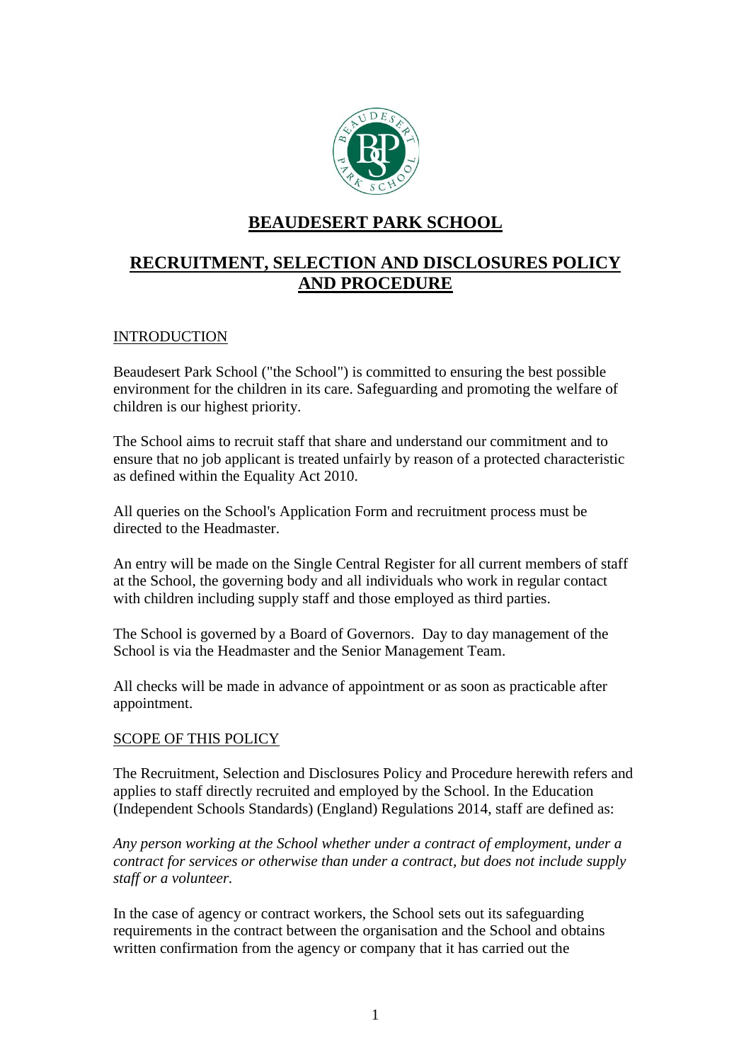# BEAUDESERT PARK SCHOOL

## RECRUITMENT, SELECTION AND DISCLOSURES POLICY AND PROCEDURE

### INTRODUCTION

Beaudesert Park School ("the School") is committed to ensuring the best possible environment for the children in its care. Safeguarding and promoting the welfare of children is our highest priority.

The School aims to recruit staff that share and understand our commitment and to ensure that no job applicant is treated unfairly by reason of a protected characteristic as defined within the Equality Act 2010.

All queries on the School's Application Form and recruitment process must be directed to the Headmaster.

An entry will be made on the Single Central Register for all current members of staff at the School, the governing body and all individuals who work in regular contact with children including supply staff and those employed as third parties.

The School is governed by a Board of Governors. Day to day management of the School is via the Headmaster and the Senior Management Team.

All checks will be made in advance of appointment or as soon as practicable after appointment.

### SCOPE OF THIS POLICY

The Recruitment, Selection and Disclosures Policy and Procedure herewith refers and applies to staff directly recruited and employed by the School. In the Education (Independent Schools Standards) (England) Regulations 2014, staff are defined as:

*Any person working at the School whether under a contract of employment, under a contract for services or otherwise than under a contract, but does not include supply staff or a volunteer.*

In the case of agency or contract workers, the School sets out its safeguarding requirements in the contract between the organisation and the School and obtains written confirmation from the agency or company that it has carried out the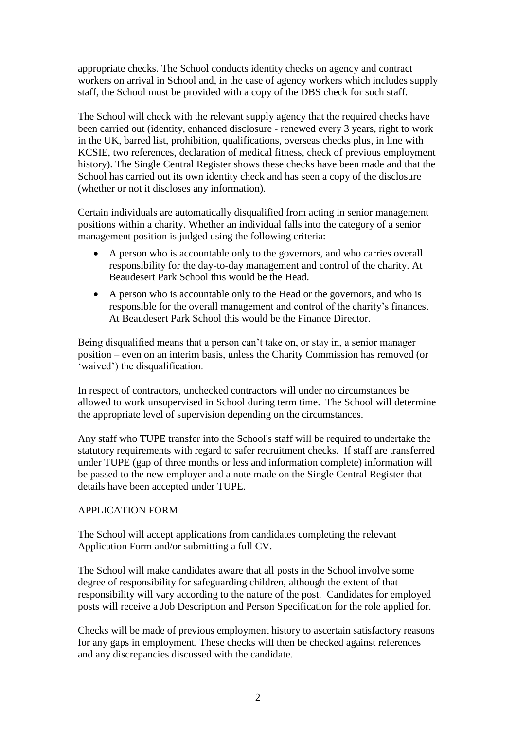appropriate checks. The School conducts identity checks on agency and contract workers on arrival in School and, in the case of agency workers which includes supply staff, the School must be provided with a copy of the DBS check for such staff.

The School will check with the relevant supply agency that the required checks have been carried out (identity, enhanced disclosure - renewed every 3 years, right to work in the UK, barred list, prohibition, qualifications, overseas checks plus, in line with KCSIE, two references, declaration of medical fitness, check of previous employment history). The Single Central Register shows these checks have been made and that the School has carried out its own identity check and has seen a copy of the disclosure (whether or not it discloses any information).

Certain individuals are automatically disqualified from acting in senior management positions within a charity. Whether an individual falls into the category of a senior management position is judged using the following criteria:

- A person who is accountable only to the governors, and who carries overall responsibility for the day-to-day management and control of the charity. At Beaudesert Park School this would be the Head.
- A person who is accountable only to the Head or the governors, and who is responsible for the overall management and control of the charity's finances. At Beaudesert Park School this would be the Finance Director.

Being disqualified means that a person can't take on, or stay in, a senior manager position – even on an interim basis, unless the Charity Commission has removed (or 'waived') the disqualification.

In respect of contractors, unchecked contractors will under no circumstances be allowed to work unsupervised in School during term time. The School will determine the appropriate level of supervision depending on the circumstances.

Any staff who TUPE transfer into the School's staff will be required to undertake the statutory requirements with regard to safer recruitment checks. If staff are transferred under TUPE (gap of three months or less and information complete) information will be passed to the new employer and a note made on the Single Central Register that details have been accepted under TUPE.

## APPLICATION FORM

The School will accept applications from candidates completing the relevant Application Form and/or submitting a full CV.

The School will make candidates aware that all posts in the School involve some degree of responsibility for safeguarding children, although the extent of that responsibility will vary according to the nature of the post. Candidates for employed posts will receive a Job Description and Person Specification for the role applied for.

Checks will be made of previous employment history to ascertain satisfactory reasons for any gaps in employment. These checks will then be checked against references and any discrepancies discussed with the candidate.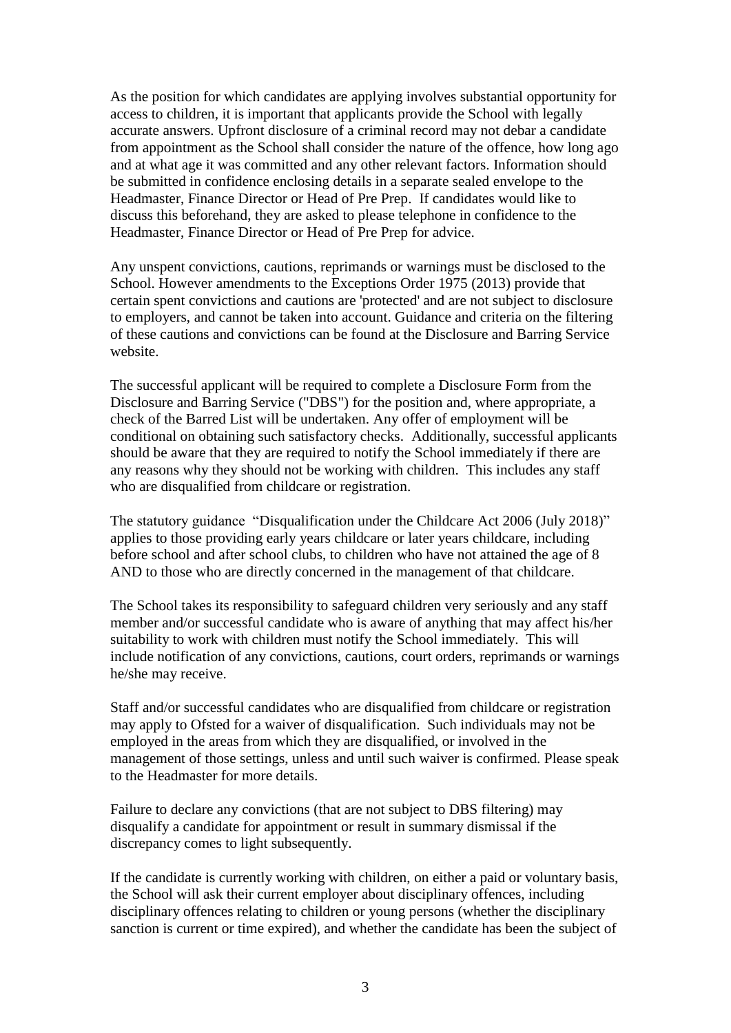As the position for which candidates are applying involves substantial opportunity for access to children, it is important that applicants provide the School with legally accurate answers. Upfront disclosure of a criminal record may not debar a candidate from appointment as the School shall consider the nature of the offence, how long ago and at what age it was committed and any other relevant factors. Information should be submitted in confidence enclosing details in a separate sealed envelope to the Headmaster, Finance Director or Head of Pre Prep. If candidates would like to discuss this beforehand, they are asked to please telephone in confidence to the Headmaster, Finance Director or Head of Pre Prep for advice.

Any unspent convictions, cautions, reprimands or warnings must be disclosed to the School. However amendments to the Exceptions Order 1975 (2013) provide that certain spent convictions and cautions are 'protected' and are not subject to disclosure to employers, and cannot be taken into account. Guidance and criteria on the filtering of these cautions and convictions can be found at the Disclosure and Barring Service website.

The successful applicant will be required to complete a Disclosure Form from the Disclosure and Barring Service ("DBS") for the position and, where appropriate, a check of the Barred List will be undertaken. Any offer of employment will be conditional on obtaining such satisfactory checks. Additionally, successful applicants should be aware that they are required to notify the School immediately if there are any reasons why they should not be working with children. This includes any staff who are disqualified from childcare or registration.

The statutory guidance "Disqualification under the Childcare Act 2006 (July 2018)" applies to those providing early years childcare or later years childcare, including before school and after school clubs, to children who have not attained the age of 8 AND to those who are directly concerned in the management of that childcare.

The School takes its responsibility to safeguard children very seriously and any staff member and/or successful candidate who is aware of anything that may affect his/her suitability to work with children must notify the School immediately. This will include notification of any convictions, cautions, court orders, reprimands or warnings he/she may receive.

Staff and/or successful candidates who are disqualified from childcare or registration may apply to Ofsted for a waiver of disqualification. Such individuals may not be employed in the areas from which they are disqualified, or involved in the management of those settings, unless and until such waiver is confirmed. Please speak to the Headmaster for more details.

Failure to declare any convictions (that are not subject to DBS filtering) may disqualify a candidate for appointment or result in summary dismissal if the discrepancy comes to light subsequently.

If the candidate is currently working with children, on either a paid or voluntary basis, the School will ask their current employer about disciplinary offences, including disciplinary offences relating to children or young persons (whether the disciplinary sanction is current or time expired), and whether the candidate has been the subject of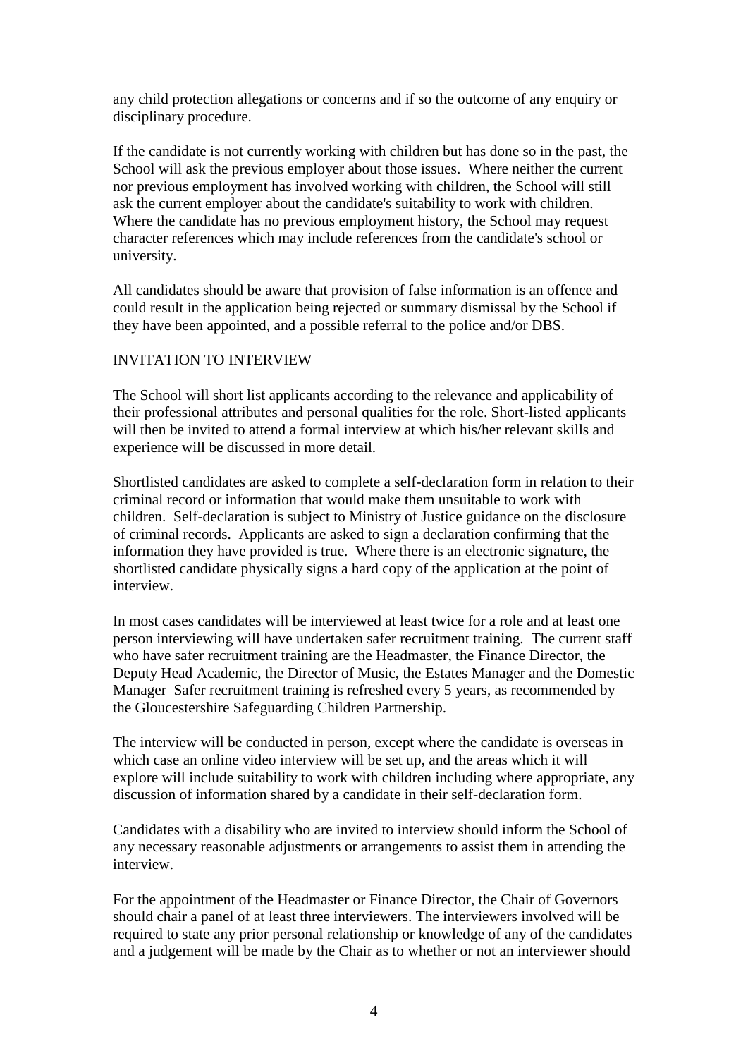any child protection allegations or concerns and if so the outcome of any enquiry or disciplinary procedure.

If the candidate is not currently working with children but has done so in the past, the School will ask the previous employer about those issues. Where neither the current nor previous employment has involved working with children, the School will still ask the current employer about the candidate's suitability to work with children. Where the candidate has no previous employment history, the School may request character references which may include references from the candidate's school or university.

All candidates should be aware that provision of false information is an offence and could result in the application being rejected or summary dismissal by the School if they have been appointed, and a possible referral to the police and/or DBS.

## INVITATION TO INTERVIEW

The School will short list applicants according to the relevance and applicability of their professional attributes and personal qualities for the role. Short-listed applicants will then be invited to attend a formal interview at which his/her relevant skills and experience will be discussed in more detail.

Shortlisted candidates are asked to complete a self-declaration form in relation to their criminal record or information that would make them unsuitable to work with children. Self-declaration is subject to Ministry of Justice guidance on the disclosure of criminal records. Applicants are asked to sign a declaration confirming that the information they have provided is true. Where there is an electronic signature, the shortlisted candidate physically signs a hard copy of the application at the point of interview.

In most cases candidates will be interviewed at least twice for a role and at least one person interviewing will have undertaken safer recruitment training. The current staff who have safer recruitment training are the Headmaster, the Finance Director, the Deputy Head Academic, the Director of Music, the Estates Manager and the Domestic Manager Safer recruitment training is refreshed every 5 years, as recommended by the Gloucestershire Safeguarding Children Partnership.

The interview will be conducted in person, except where the candidate is overseas in which case an online video interview will be set up, and the areas which it will explore will include suitability to work with children including where appropriate, any discussion of information shared by a candidate in their self-declaration form.

Candidates with a disability who are invited to interview should inform the School of any necessary reasonable adjustments or arrangements to assist them in attending the interview.

For the appointment of the Headmaster or Finance Director, the Chair of Governors should chair a panel of at least three interviewers. The interviewers involved will be required to state any prior personal relationship or knowledge of any of the candidates and a judgement will be made by the Chair as to whether or not an interviewer should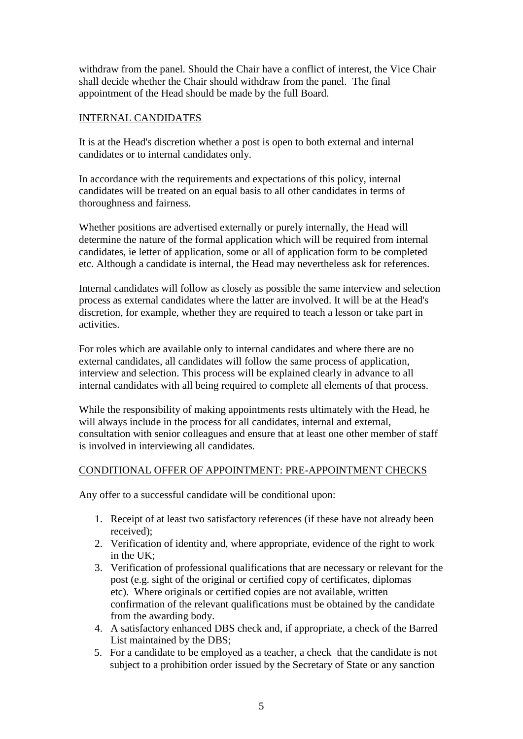withdraw from the panel. Should the Chair have a conflict of interest, the Vice Chair shall decide whether the Chair should withdraw from the panel. The final appointment of the Head should be made by the full Board.

## INTERNAL CANDIDATES

It is at the Head's discretion whether a post is open to both external and internal candidates or to internal candidates only.

In accordance with the requirements and expectations of this policy, internal candidates will be treated on an equal basis to all other candidates in terms of thoroughness and fairness.

Whether positions are advertised externally or purely internally, the Head will determine the nature of the formal application which will be required from internal candidates, ie letter of application, some or all of application form to be completed etc. Although a candidate is internal, the Head may nevertheless ask for references.

Internal candidates will follow as closely as possible the same interview and selection process as external candidates where the latter are involved. It will be at the Head's discretion, for example, whether they are required to teach a lesson or take part in activities.

For roles which are available only to internal candidates and where there are no external candidates, all candidates will follow the same process of application, interview and selection. This process will be explained clearly in advance to all internal candidates with all being required to complete all elements of that process.

While the responsibility of making appointments rests ultimately with the Head, he will always include in the process for all candidates, internal and external, consultation with senior colleagues and ensure that at least one other member of staff is involved in interviewing all candidates.

## CONDITIONAL OFFER OF APPOINTMENT: PRE-APPOINTMENT CHECKS

Any offer to a successful candidate will be conditional upon:

1. Receipt of at least two satisfactory references (if these have not already been received);
2. Verification of identity and, where appropriate, evidence of the right to work in the UK;
3. Verification of professional qualifications that are necessary or relevant for the post (e.g. sight of the original or certified copy of certificates, diplomas etc). Where originals or certified copies are not available, written confirmation of the relevant qualifications must be obtained by the candidate from the awarding body.
4. A satisfactory enhanced DBS check and, if appropriate, a check of the Barred List maintained by the DBS;
5. For a candidate to be employed as a teacher, a check that the candidate is not subject to a prohibition order issued by the Secretary of State or any sanction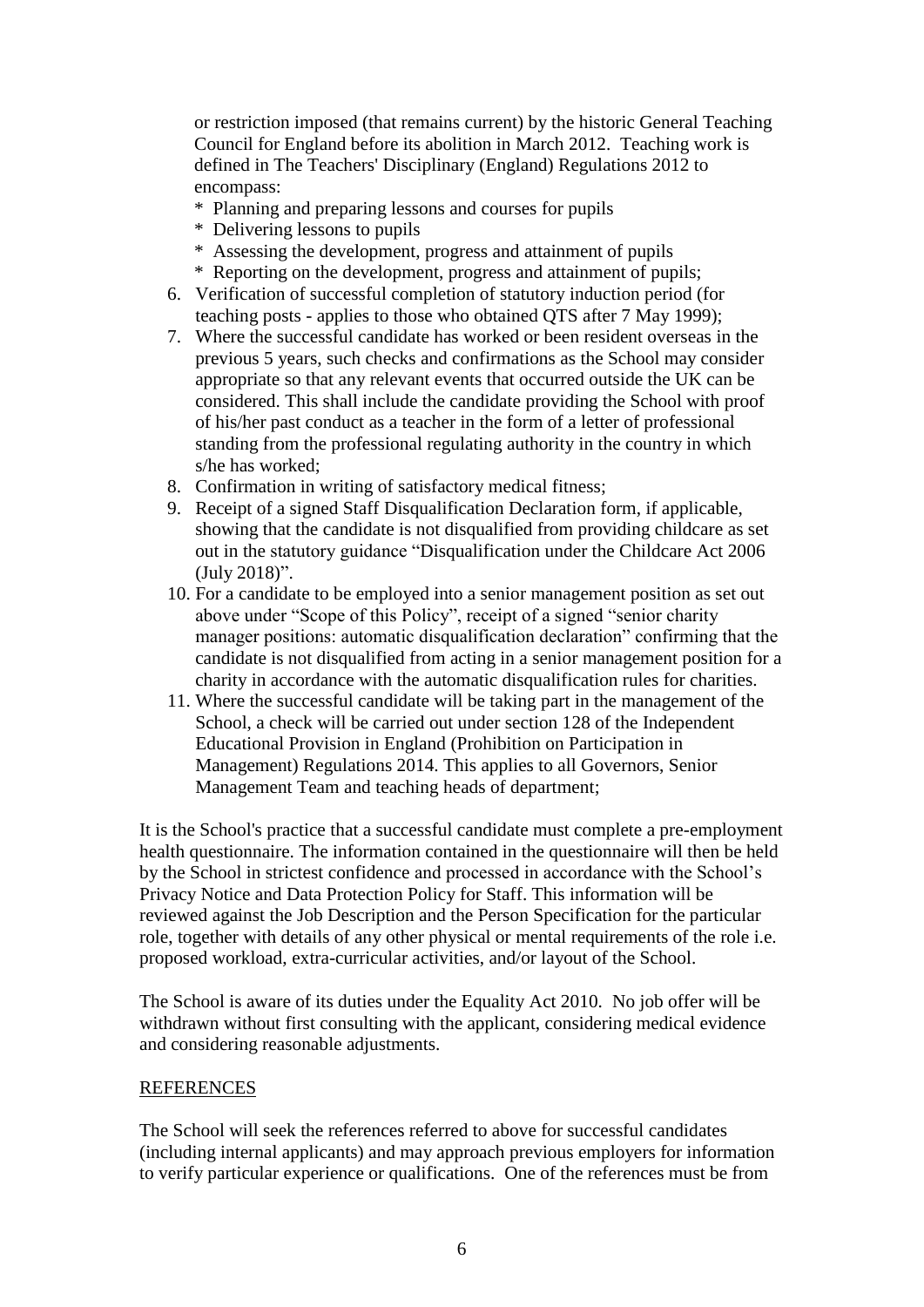or restriction imposed (that remains current) by the historic General Teaching Council for England before its abolition in March 2012. Teaching work is defined in The Teachers' Disciplinary (England) Regulations 2012 to encompass:

   * Planning and preparing lessons and courses for pupils
   * Delivering lessons to pupils
   * Assessing the development, progress and attainment of pupils
   * Reporting on the development, progress and attainment of pupils;

6. Verification of successful completion of statutory induction period (for teaching posts - applies to those who obtained QTS after 7 May 1999);
7. Where the successful candidate has worked or been resident overseas in the previous 5 years, such checks and confirmations as the School may consider appropriate so that any relevant events that occurred outside the UK can be considered. This shall include the candidate providing the School with proof of his/her past conduct as a teacher in the form of a letter of professional standing from the professional regulating authority in the country in which s/he has worked;
8. Confirmation in writing of satisfactory medical fitness;
9. Receipt of a signed Staff Disqualification Declaration form, if applicable, showing that the candidate is not disqualified from providing childcare as set out in the statutory guidance "Disqualification under the Childcare Act 2006 (July 2018)".
10. For a candidate to be employed into a senior management position as set out above under "Scope of this Policy", receipt of a signed "senior charity manager positions: automatic disqualification declaration" confirming that the candidate is not disqualified from acting in a senior management position for a charity in accordance with the automatic disqualification rules for charities.
11. Where the successful candidate will be taking part in the management of the School, a check will be carried out under section 128 of the Independent Educational Provision in England (Prohibition on Participation in Management) Regulations 2014. This applies to all Governors, Senior Management Team and teaching heads of department;

It is the School's practice that a successful candidate must complete a pre-employment health questionnaire. The information contained in the questionnaire will then be held by the School in strictest confidence and processed in accordance with the School's Privacy Notice and Data Protection Policy for Staff. This information will be reviewed against the Job Description and the Person Specification for the particular role, together with details of any other physical or mental requirements of the role i.e. proposed workload, extra-curricular activities, and/or layout of the School.

The School is aware of its duties under the Equality Act 2010. No job offer will be withdrawn without first consulting with the applicant, considering medical evidence and considering reasonable adjustments.

## REFERENCES

The School will seek the references referred to above for successful candidates (including internal applicants) and may approach previous employers for information to verify particular experience or qualifications. One of the references must be from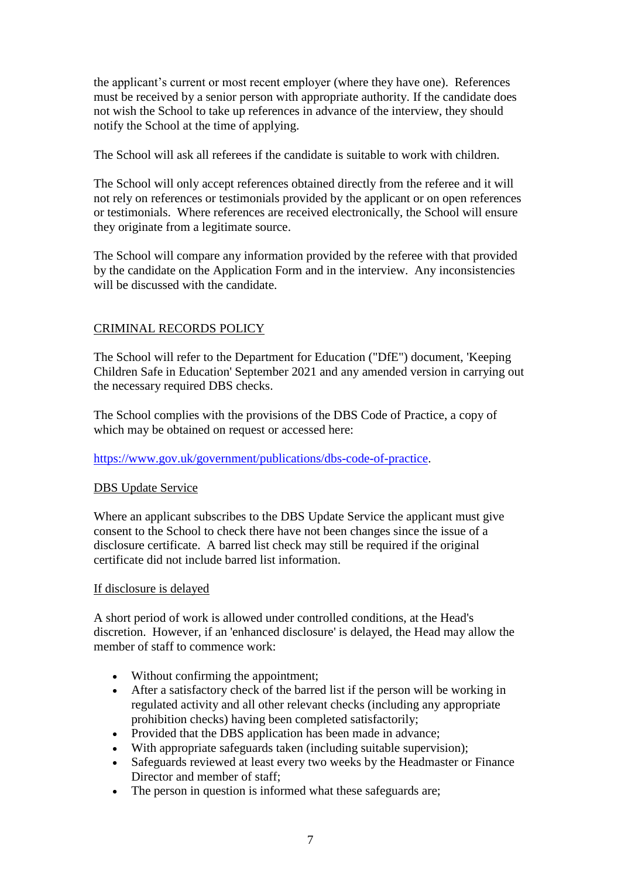the applicant's current or most recent employer (where they have one). References must be received by a senior person with appropriate authority. If the candidate does not wish the School to take up references in advance of the interview, they should notify the School at the time of applying.

The School will ask all referees if the candidate is suitable to work with children.

The School will only accept references obtained directly from the referee and it will not rely on references or testimonials provided by the applicant or on open references or testimonials. Where references are received electronically, the School will ensure they originate from a legitimate source.

The School will compare any information provided by the referee with that provided by the candidate on the Application Form and in the interview. Any inconsistencies will be discussed with the candidate.

## CRIMINAL RECORDS POLICY

The School will refer to the Department for Education ("DfE") document, 'Keeping Children Safe in Education' September 2021 and any amended version in carrying out the necessary required DBS checks.

The School complies with the provisions of the DBS Code of Practice, a copy of which may be obtained on request or accessed here:

[https://www.gov.uk/government/publications/dbs-code-of-practice](https://www.gov.uk/government/publications/dbs-code-of-practice).

### DBS Update Service

Where an applicant subscribes to the DBS Update Service the applicant must give consent to the School to check there have not been changes since the issue of a disclosure certificate. A barred list check may still be required if the original certificate did not include barred list information.

### If disclosure is delayed

A short period of work is allowed under controlled conditions, at the Head's discretion. However, if an 'enhanced disclosure' is delayed, the Head may allow the member of staff to commence work:

- Without confirming the appointment;
- After a satisfactory check of the barred list if the person will be working in regulated activity and all other relevant checks (including any appropriate prohibition checks) having been completed satisfactorily;
- Provided that the DBS application has been made in advance;
- With appropriate safeguards taken (including suitable supervision);
- Safeguards reviewed at least every two weeks by the Headmaster or Finance Director and member of staff;
- The person in question is informed what these safeguards are;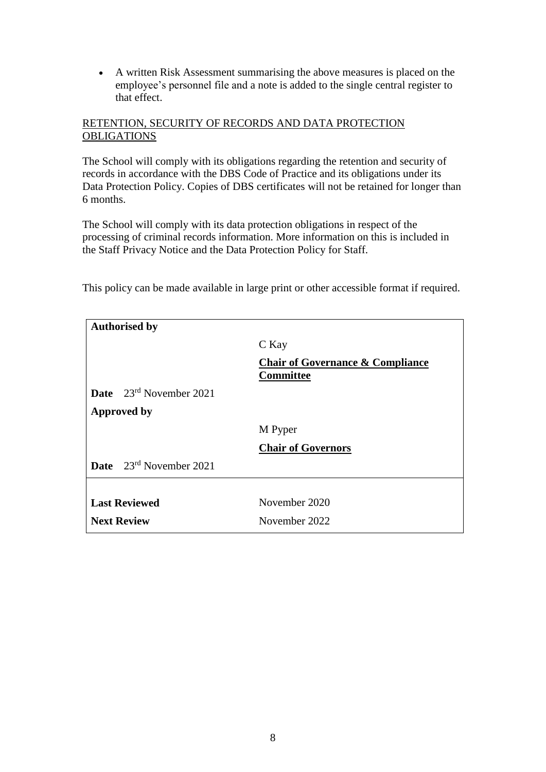- A written Risk Assessment summarising the above measures is placed on the employee's personnel file and a note is added to the single central register to that effect.

## RETENTION, SECURITY OF RECORDS AND DATA PROTECTION OBLIGATIONS

The School will comply with its obligations regarding the retention and security of records in accordance with the DBS Code of Practice and its obligations under its Data Protection Policy. Copies of DBS certificates will not be retained for longer than 6 months.

The School will comply with its data protection obligations in respect of the processing of criminal records information. More information on this is included in the Staff Privacy Notice and the Data Protection Policy for Staff.

This policy can be made available in large print or other accessible format if required.

| **Authorised by** | |
| --- | --- |
| | C Kay |
| | **Chair of Governance & Compliance Committee** |
| **Date** 23rd November 2021 | |
| **Approved by** | |
| | M Pyper |
| | **Chair of Governors** |
| **Date** 23rd November 2021 | |
| **Last Reviewed** | November 2020 |
| **Next Review** | November 2022 |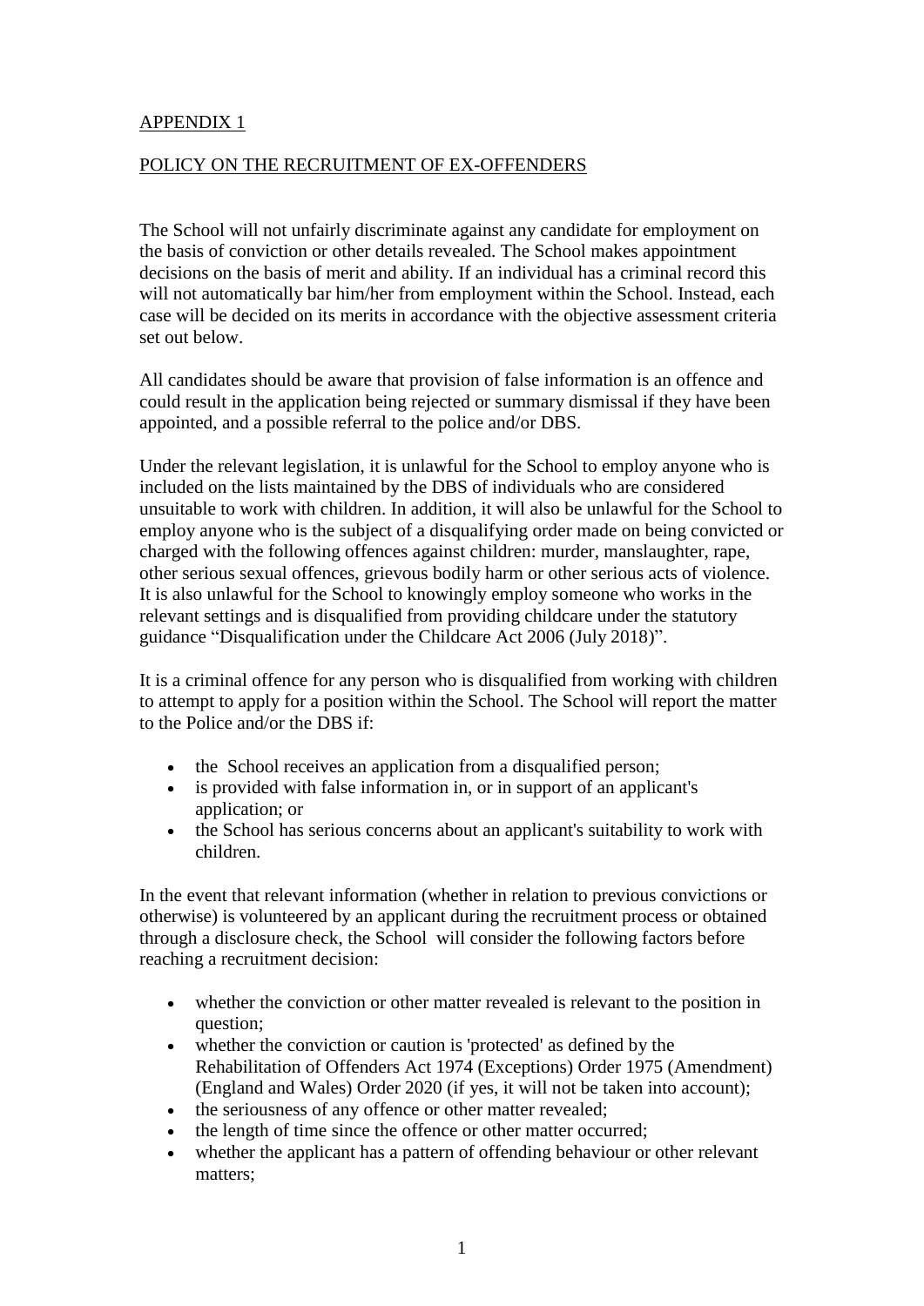APPENDIX 1

POLICY ON THE RECRUITMENT OF EX-OFFENDERS

The School will not unfairly discriminate against any candidate for employment on the basis of conviction or other details revealed. The School makes appointment decisions on the basis of merit and ability. If an individual has a criminal record this will not automatically bar him/her from employment within the School. Instead, each case will be decided on its merits in accordance with the objective assessment criteria set out below.

All candidates should be aware that provision of false information is an offence and could result in the application being rejected or summary dismissal if they have been appointed, and a possible referral to the police and/or DBS.

Under the relevant legislation, it is unlawful for the School to employ anyone who is included on the lists maintained by the DBS of individuals who are considered unsuitable to work with children. In addition, it will also be unlawful for the School to employ anyone who is the subject of a disqualifying order made on being convicted or charged with the following offences against children: murder, manslaughter, rape, other serious sexual offences, grievous bodily harm or other serious acts of violence. It is also unlawful for the School to knowingly employ someone who works in the relevant settings and is disqualified from providing childcare under the statutory guidance “Disqualification under the Childcare Act 2006 (July 2018)”.

It is a criminal offence for any person who is disqualified from working with children to attempt to apply for a position within the School. The School will report the matter to the Police and/or the DBS if:

- the School receives an application from a disqualified person;
- is provided with false information in, or in support of an applicant's application; or
- the School has serious concerns about an applicant's suitability to work with children.

In the event that relevant information (whether in relation to previous convictions or otherwise) is volunteered by an applicant during the recruitment process or obtained through a disclosure check, the School will consider the following factors before reaching a recruitment decision:

- whether the conviction or other matter revealed is relevant to the position in question;
- whether the conviction or caution is 'protected' as defined by the Rehabilitation of Offenders Act 1974 (Exceptions) Order 1975 (Amendment) (England and Wales) Order 2020 (if yes, it will not be taken into account);
- the seriousness of any offence or other matter revealed;
- the length of time since the offence or other matter occurred;
- whether the applicant has a pattern of offending behaviour or other relevant matters;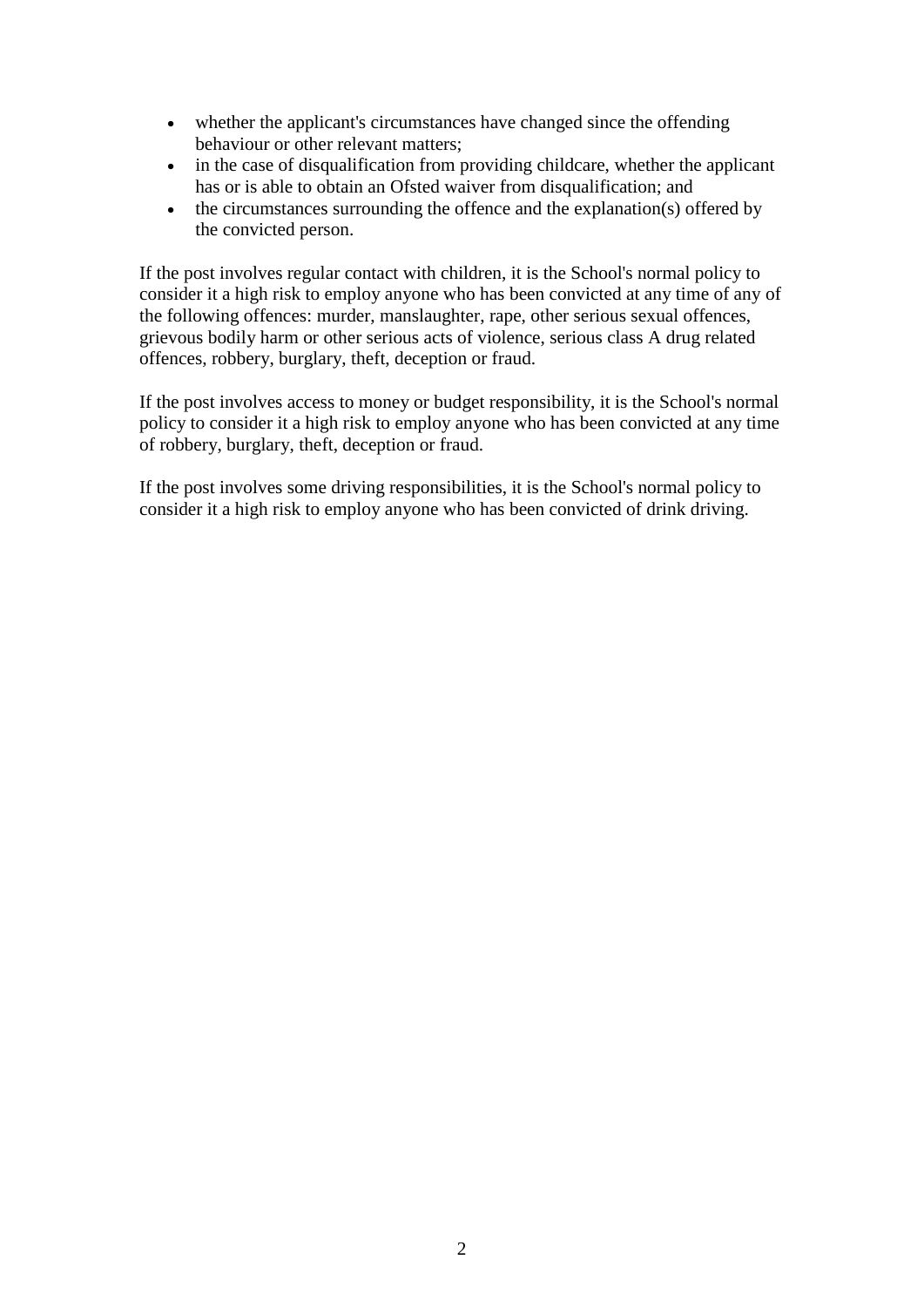- whether the applicant's circumstances have changed since the offending behaviour or other relevant matters;
- in the case of disqualification from providing childcare, whether the applicant has or is able to obtain an Ofsted waiver from disqualification; and
- the circumstances surrounding the offence and the explanation(s) offered by the convicted person.

If the post involves regular contact with children, it is the School's normal policy to consider it a high risk to employ anyone who has been convicted at any time of any of the following offences: murder, manslaughter, rape, other serious sexual offences, grievous bodily harm or other serious acts of violence, serious class A drug related offences, robbery, burglary, theft, deception or fraud.

If the post involves access to money or budget responsibility, it is the School's normal policy to consider it a high risk to employ anyone who has been convicted at any time of robbery, burglary, theft, deception or fraud.

If the post involves some driving responsibilities, it is the School's normal policy to consider it a high risk to employ anyone who has been convicted of drink driving.